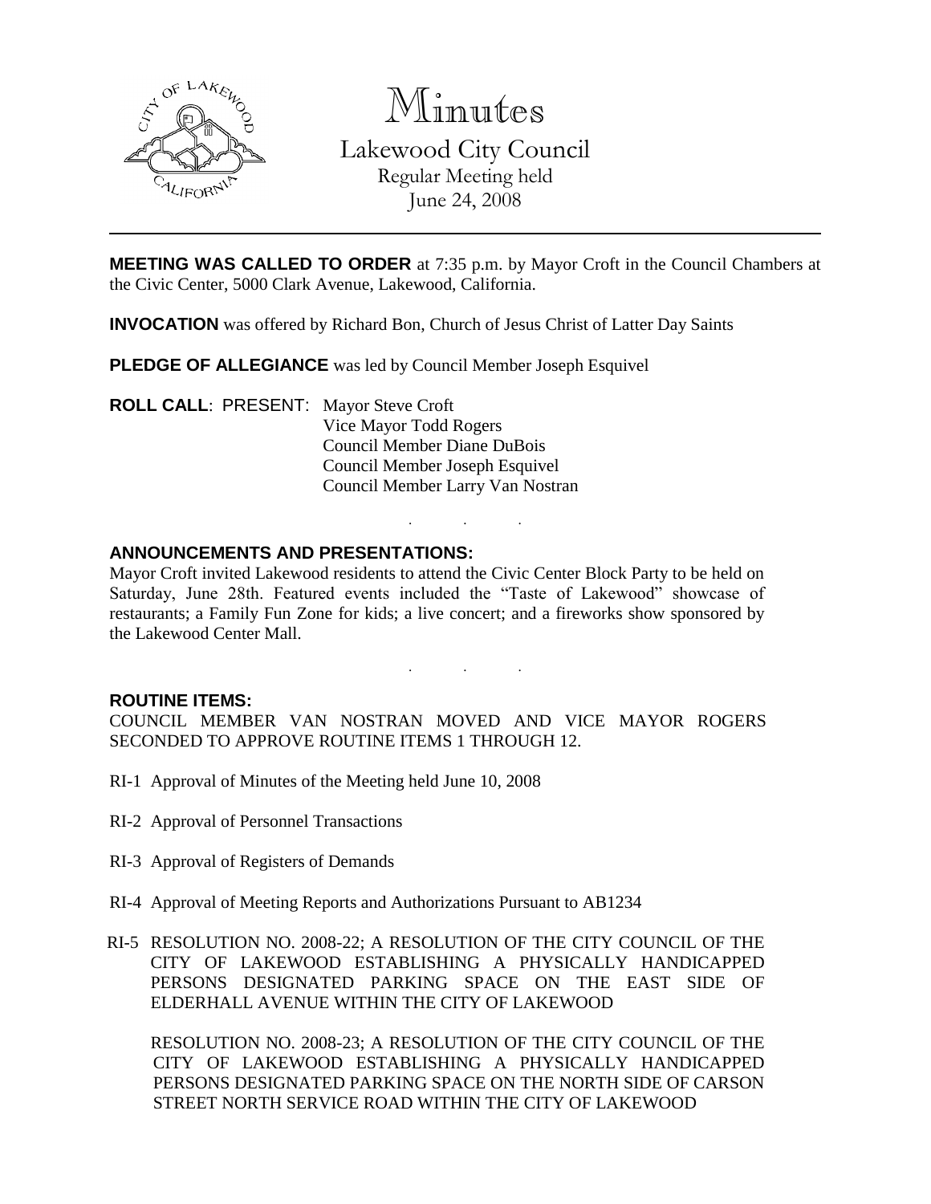# Minutes

Lakewood City Council
Regular Meeting held
June 24, 2008

**MEETING WAS CALLED TO ORDER** at 7:35 p.m. by Mayor Croft in the Council Chambers at the Civic Center, 5000 Clark Avenue, Lakewood, California.

**INVOCATION** was offered by Richard Bon, Church of Jesus Christ of Latter Day Saints

**PLEDGE OF ALLEGIANCE** was led by Council Member Joseph Esquivel

**ROLL CALL**: PRESENT: Mayor Steve Croft
Vice Mayor Todd Rogers
Council Member Diane DuBois
Council Member Joseph Esquivel
Council Member Larry Van Nostran

. . .

**ANNOUNCEMENTS AND PRESENTATIONS:**

Mayor Croft invited Lakewood residents to attend the Civic Center Block Party to be held on Saturday, June 28th. Featured events included the "Taste of Lakewood" showcase of restaurants; a Family Fun Zone for kids; a live concert; and a fireworks show sponsored by the Lakewood Center Mall.

. . .

**ROUTINE ITEMS:**

COUNCIL MEMBER VAN NOSTRAN MOVED AND VICE MAYOR ROGERS SECONDED TO APPROVE ROUTINE ITEMS 1 THROUGH 12.

RI-1 Approval of Minutes of the Meeting held June 10, 2008

RI-2 Approval of Personnel Transactions

RI-3 Approval of Registers of Demands

RI-4 Approval of Meeting Reports and Authorizations Pursuant to AB1234

RI-5 RESOLUTION NO. 2008-22; A RESOLUTION OF THE CITY COUNCIL OF THE CITY OF LAKEWOOD ESTABLISHING A PHYSICALLY HANDICAPPED PERSONS DESIGNATED PARKING SPACE ON THE EAST SIDE OF ELDERHALL AVENUE WITHIN THE CITY OF LAKEWOOD

RESOLUTION NO. 2008-23; A RESOLUTION OF THE CITY COUNCIL OF THE CITY OF LAKEWOOD ESTABLISHING A PHYSICALLY HANDICAPPED PERSONS DESIGNATED PARKING SPACE ON THE NORTH SIDE OF CARSON STREET NORTH SERVICE ROAD WITHIN THE CITY OF LAKEWOOD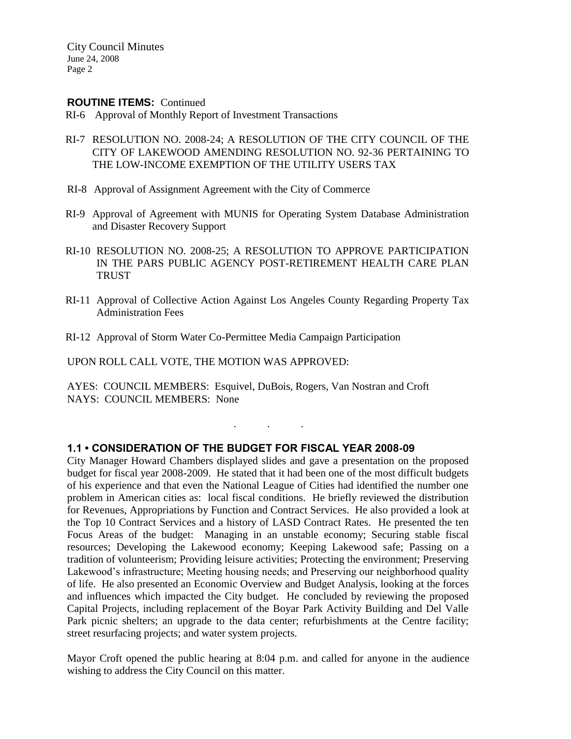**ROUTINE ITEMS:** Continued

RI-6 Approval of Monthly Report of Investment Transactions

RI-7 RESOLUTION NO. 2008-24; A RESOLUTION OF THE CITY COUNCIL OF THE CITY OF LAKEWOOD AMENDING RESOLUTION NO. 92-36 PERTAINING TO THE LOW-INCOME EXEMPTION OF THE UTILITY USERS TAX

RI-8 Approval of Assignment Agreement with the City of Commerce

RI-9 Approval of Agreement with MUNIS for Operating System Database Administration and Disaster Recovery Support

RI-10 RESOLUTION NO. 2008-25; A RESOLUTION TO APPROVE PARTICIPATION IN THE PARS PUBLIC AGENCY POST-RETIREMENT HEALTH CARE PLAN TRUST

RI-11 Approval of Collective Action Against Los Angeles County Regarding Property Tax Administration Fees

RI-12 Approval of Storm Water Co-Permittee Media Campaign Participation

UPON ROLL CALL VOTE, THE MOTION WAS APPROVED:

AYES: COUNCIL MEMBERS: Esquivel, DuBois, Rogers, Van Nostran and Croft
NAYS: COUNCIL MEMBERS: None

. . .

**1.1 • CONSIDERATION OF THE BUDGET FOR FISCAL YEAR 2008-09**

City Manager Howard Chambers displayed slides and gave a presentation on the proposed budget for fiscal year 2008-2009. He stated that it had been one of the most difficult budgets of his experience and that even the National League of Cities had identified the number one problem in American cities as: local fiscal conditions. He briefly reviewed the distribution for Revenues, Appropriations by Function and Contract Services. He also provided a look at the Top 10 Contract Services and a history of LASD Contract Rates. He presented the ten Focus Areas of the budget: Managing in an unstable economy; Securing stable fiscal resources; Developing the Lakewood economy; Keeping Lakewood safe; Passing on a tradition of volunteerism; Providing leisure activities; Protecting the environment; Preserving Lakewood's infrastructure; Meeting housing needs; and Preserving our neighborhood quality of life. He also presented an Economic Overview and Budget Analysis, looking at the forces and influences which impacted the City budget. He concluded by reviewing the proposed Capital Projects, including replacement of the Boyar Park Activity Building and Del Valle Park picnic shelters; an upgrade to the data center; refurbishments at the Centre facility; street resurfacing projects; and water system projects.

Mayor Croft opened the public hearing at 8:04 p.m. and called for anyone in the audience wishing to address the City Council on this matter.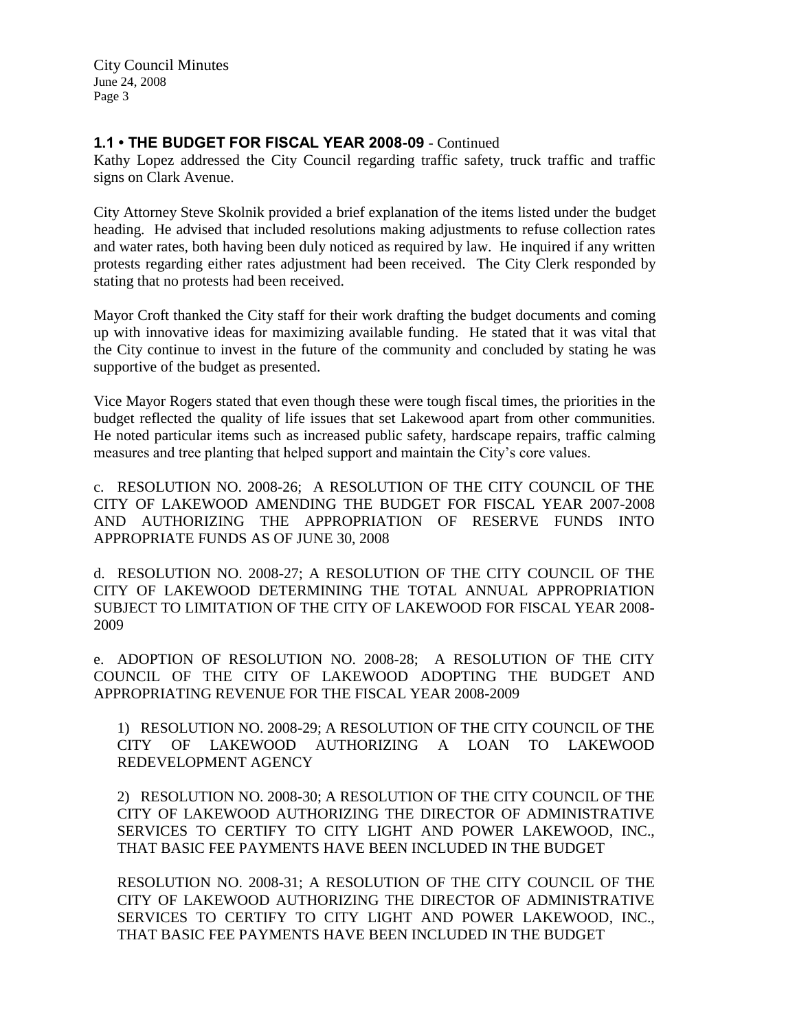### 1.1 • THE BUDGET FOR FISCAL YEAR 2008-09 - Continued

Kathy Lopez addressed the City Council regarding traffic safety, truck traffic and traffic signs on Clark Avenue.

City Attorney Steve Skolnik provided a brief explanation of the items listed under the budget heading. He advised that included resolutions making adjustments to refuse collection rates and water rates, both having been duly noticed as required by law. He inquired if any written protests regarding either rates adjustment had been received. The City Clerk responded by stating that no protests had been received.

Mayor Croft thanked the City staff for their work drafting the budget documents and coming up with innovative ideas for maximizing available funding. He stated that it was vital that the City continue to invest in the future of the community and concluded by stating he was supportive of the budget as presented.

Vice Mayor Rogers stated that even though these were tough fiscal times, the priorities in the budget reflected the quality of life issues that set Lakewood apart from other communities. He noted particular items such as increased public safety, hardscape repairs, traffic calming measures and tree planting that helped support and maintain the City's core values.

c. RESOLUTION NO. 2008-26; A RESOLUTION OF THE CITY COUNCIL OF THE CITY OF LAKEWOOD AMENDING THE BUDGET FOR FISCAL YEAR 2007-2008 AND AUTHORIZING THE APPROPRIATION OF RESERVE FUNDS INTO APPROPRIATE FUNDS AS OF JUNE 30, 2008

d. RESOLUTION NO. 2008-27; A RESOLUTION OF THE CITY COUNCIL OF THE CITY OF LAKEWOOD DETERMINING THE TOTAL ANNUAL APPROPRIATION SUBJECT TO LIMITATION OF THE CITY OF LAKEWOOD FOR FISCAL YEAR 2008-2009

e. ADOPTION OF RESOLUTION NO. 2008-28; A RESOLUTION OF THE CITY COUNCIL OF THE CITY OF LAKEWOOD ADOPTING THE BUDGET AND APPROPRIATING REVENUE FOR THE FISCAL YEAR 2008-2009

1) RESOLUTION NO. 2008-29; A RESOLUTION OF THE CITY COUNCIL OF THE CITY OF LAKEWOOD AUTHORIZING A LOAN TO LAKEWOOD REDEVELOPMENT AGENCY

2) RESOLUTION NO. 2008-30; A RESOLUTION OF THE CITY COUNCIL OF THE CITY OF LAKEWOOD AUTHORIZING THE DIRECTOR OF ADMINISTRATIVE SERVICES TO CERTIFY TO CITY LIGHT AND POWER LAKEWOOD, INC., THAT BASIC FEE PAYMENTS HAVE BEEN INCLUDED IN THE BUDGET

RESOLUTION NO. 2008-31; A RESOLUTION OF THE CITY COUNCIL OF THE CITY OF LAKEWOOD AUTHORIZING THE DIRECTOR OF ADMINISTRATIVE SERVICES TO CERTIFY TO CITY LIGHT AND POWER LAKEWOOD, INC., THAT BASIC FEE PAYMENTS HAVE BEEN INCLUDED IN THE BUDGET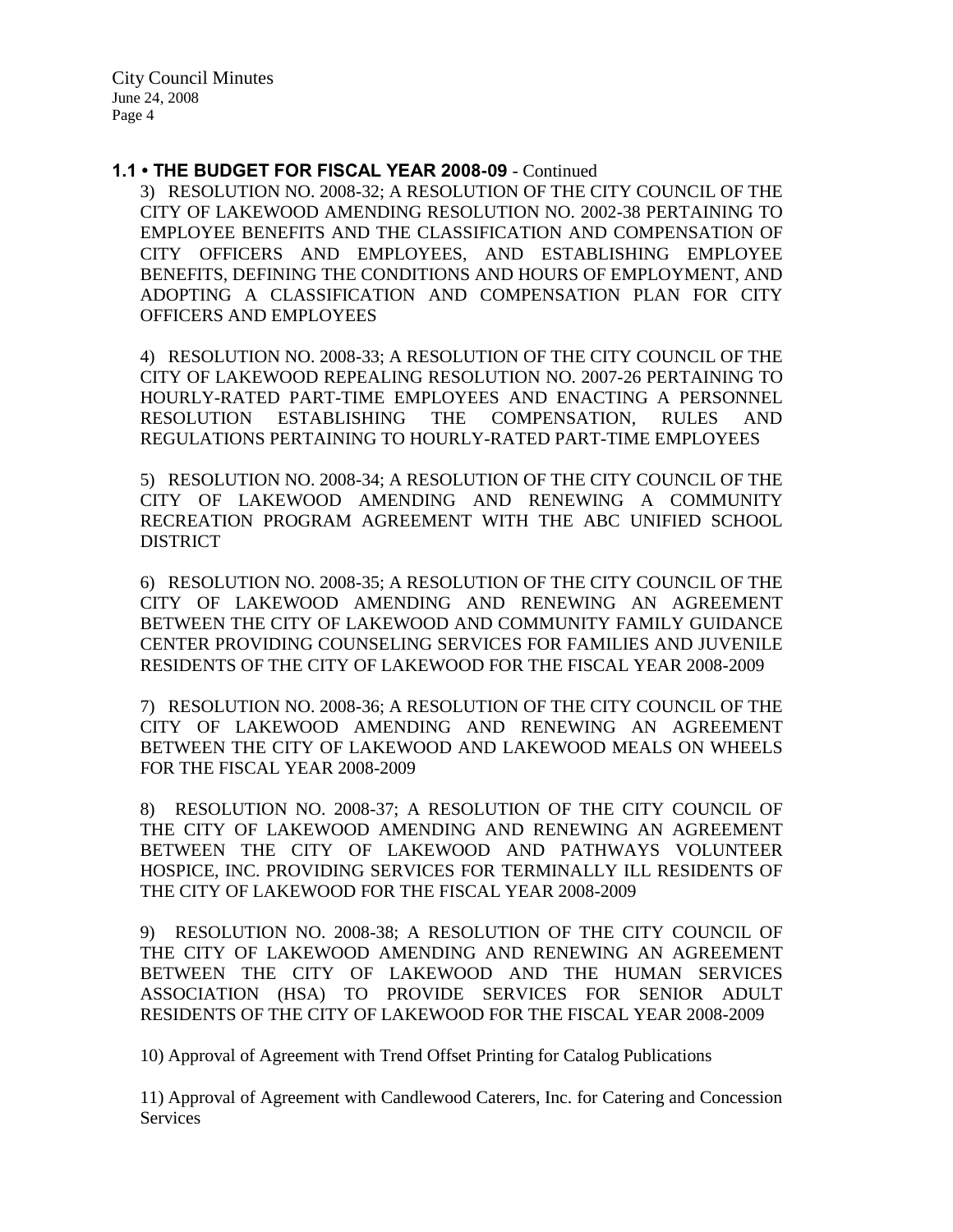### **1.1 • THE BUDGET FOR FISCAL YEAR 2008-09** - Continued

3) RESOLUTION NO. 2008-32; A RESOLUTION OF THE CITY COUNCIL OF THE CITY OF LAKEWOOD AMENDING RESOLUTION NO. 2002-38 PERTAINING TO EMPLOYEE BENEFITS AND THE CLASSIFICATION AND COMPENSATION OF CITY OFFICERS AND EMPLOYEES, AND ESTABLISHING EMPLOYEE BENEFITS, DEFINING THE CONDITIONS AND HOURS OF EMPLOYMENT, AND ADOPTING A CLASSIFICATION AND COMPENSATION PLAN FOR CITY OFFICERS AND EMPLOYEES

4) RESOLUTION NO. 2008-33; A RESOLUTION OF THE CITY COUNCIL OF THE CITY OF LAKEWOOD REPEALING RESOLUTION NO. 2007-26 PERTAINING TO HOURLY-RATED PART-TIME EMPLOYEES AND ENACTING A PERSONNEL RESOLUTION ESTABLISHING THE COMPENSATION, RULES AND REGULATIONS PERTAINING TO HOURLY-RATED PART-TIME EMPLOYEES

5) RESOLUTION NO. 2008-34; A RESOLUTION OF THE CITY COUNCIL OF THE CITY OF LAKEWOOD AMENDING AND RENEWING A COMMUNITY RECREATION PROGRAM AGREEMENT WITH THE ABC UNIFIED SCHOOL DISTRICT

6) RESOLUTION NO. 2008-35; A RESOLUTION OF THE CITY COUNCIL OF THE CITY OF LAKEWOOD AMENDING AND RENEWING AN AGREEMENT BETWEEN THE CITY OF LAKEWOOD AND COMMUNITY FAMILY GUIDANCE CENTER PROVIDING COUNSELING SERVICES FOR FAMILIES AND JUVENILE RESIDENTS OF THE CITY OF LAKEWOOD FOR THE FISCAL YEAR 2008-2009

7) RESOLUTION NO. 2008-36; A RESOLUTION OF THE CITY COUNCIL OF THE CITY OF LAKEWOOD AMENDING AND RENEWING AN AGREEMENT BETWEEN THE CITY OF LAKEWOOD AND LAKEWOOD MEALS ON WHEELS FOR THE FISCAL YEAR 2008-2009

8) RESOLUTION NO. 2008-37; A RESOLUTION OF THE CITY COUNCIL OF THE CITY OF LAKEWOOD AMENDING AND RENEWING AN AGREEMENT BETWEEN THE CITY OF LAKEWOOD AND PATHWAYS VOLUNTEER HOSPICE, INC. PROVIDING SERVICES FOR TERMINALLY ILL RESIDENTS OF THE CITY OF LAKEWOOD FOR THE FISCAL YEAR 2008-2009

9) RESOLUTION NO. 2008-38; A RESOLUTION OF THE CITY COUNCIL OF THE CITY OF LAKEWOOD AMENDING AND RENEWING AN AGREEMENT BETWEEN THE CITY OF LAKEWOOD AND THE HUMAN SERVICES ASSOCIATION (HSA) TO PROVIDE SERVICES FOR SENIOR ADULT RESIDENTS OF THE CITY OF LAKEWOOD FOR THE FISCAL YEAR 2008-2009

10) Approval of Agreement with Trend Offset Printing for Catalog Publications

11) Approval of Agreement with Candlewood Caterers, Inc. for Catering and Concession Services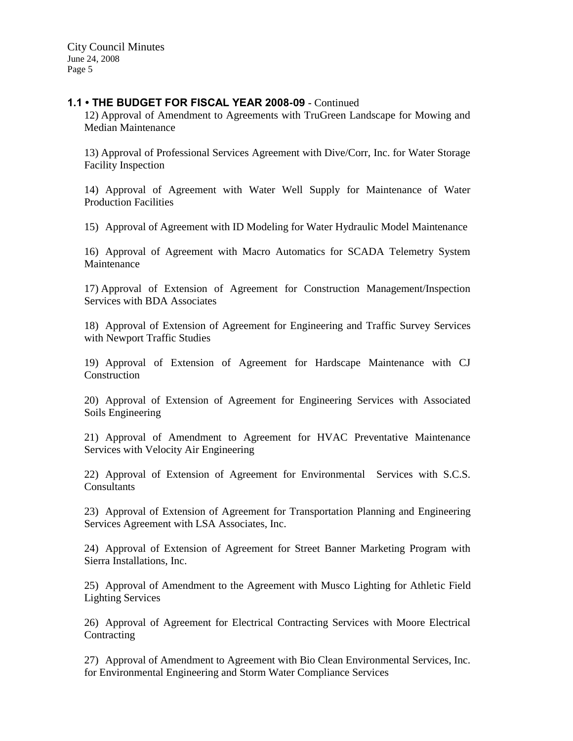## 1.1 • THE BUDGET FOR FISCAL YEAR 2008-09 - Continued

12) Approval of Amendment to Agreements with TruGreen Landscape for Mowing and Median Maintenance

13) Approval of Professional Services Agreement with Dive/Corr, Inc. for Water Storage Facility Inspection

14) Approval of Agreement with Water Well Supply for Maintenance of Water Production Facilities

15) Approval of Agreement with ID Modeling for Water Hydraulic Model Maintenance

16) Approval of Agreement with Macro Automatics for SCADA Telemetry System Maintenance

17) Approval of Extension of Agreement for Construction Management/Inspection Services with BDA Associates

18) Approval of Extension of Agreement for Engineering and Traffic Survey Services with Newport Traffic Studies

19) Approval of Extension of Agreement for Hardscape Maintenance with CJ Construction

20) Approval of Extension of Agreement for Engineering Services with Associated Soils Engineering

21) Approval of Amendment to Agreement for HVAC Preventative Maintenance Services with Velocity Air Engineering

22) Approval of Extension of Agreement for Environmental Services with S.C.S. Consultants

23) Approval of Extension of Agreement for Transportation Planning and Engineering Services Agreement with LSA Associates, Inc.

24) Approval of Extension of Agreement for Street Banner Marketing Program with Sierra Installations, Inc.

25) Approval of Amendment to the Agreement with Musco Lighting for Athletic Field Lighting Services

26) Approval of Agreement for Electrical Contracting Services with Moore Electrical Contracting

27) Approval of Amendment to Agreement with Bio Clean Environmental Services, Inc. for Environmental Engineering and Storm Water Compliance Services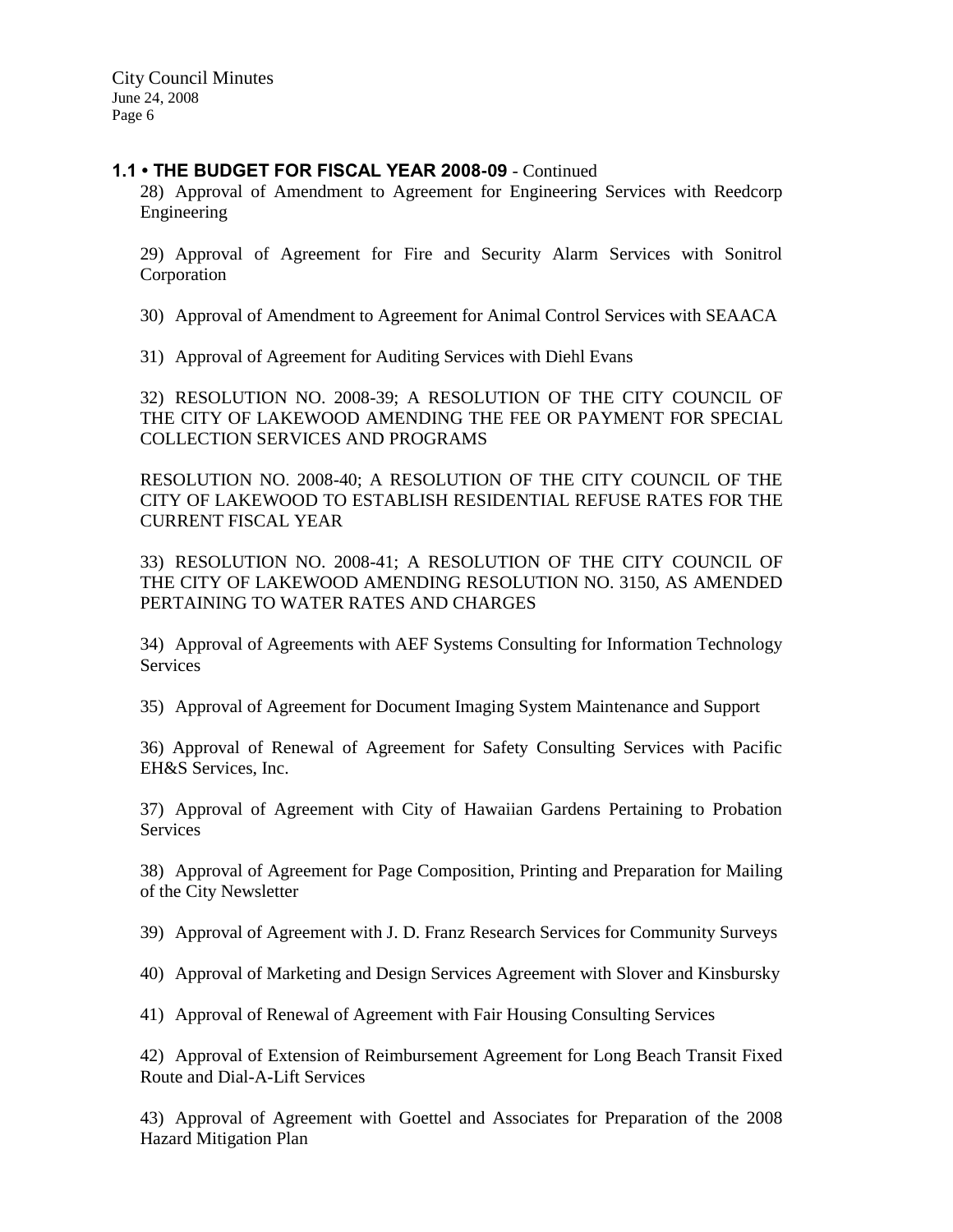**1.1 • THE BUDGET FOR FISCAL YEAR 2008-09** - Continued

28) Approval of Amendment to Agreement for Engineering Services with Reedcorp Engineering

29) Approval of Agreement for Fire and Security Alarm Services with Sonitrol Corporation

30) Approval of Amendment to Agreement for Animal Control Services with SEAACA

31) Approval of Agreement for Auditing Services with Diehl Evans

32) RESOLUTION NO. 2008-39; A RESOLUTION OF THE CITY COUNCIL OF THE CITY OF LAKEWOOD AMENDING THE FEE OR PAYMENT FOR SPECIAL COLLECTION SERVICES AND PROGRAMS

RESOLUTION NO. 2008-40; A RESOLUTION OF THE CITY COUNCIL OF THE CITY OF LAKEWOOD TO ESTABLISH RESIDENTIAL REFUSE RATES FOR THE CURRENT FISCAL YEAR

33) RESOLUTION NO. 2008-41; A RESOLUTION OF THE CITY COUNCIL OF THE CITY OF LAKEWOOD AMENDING RESOLUTION NO. 3150, AS AMENDED PERTAINING TO WATER RATES AND CHARGES

34) Approval of Agreements with AEF Systems Consulting for Information Technology Services

35) Approval of Agreement for Document Imaging System Maintenance and Support

36) Approval of Renewal of Agreement for Safety Consulting Services with Pacific EH&S Services, Inc.

37) Approval of Agreement with City of Hawaiian Gardens Pertaining to Probation Services

38) Approval of Agreement for Page Composition, Printing and Preparation for Mailing of the City Newsletter

39) Approval of Agreement with J. D. Franz Research Services for Community Surveys

40) Approval of Marketing and Design Services Agreement with Slover and Kinsbursky

41) Approval of Renewal of Agreement with Fair Housing Consulting Services

42) Approval of Extension of Reimbursement Agreement for Long Beach Transit Fixed Route and Dial-A-Lift Services

43) Approval of Agreement with Goettel and Associates for Preparation of the 2008 Hazard Mitigation Plan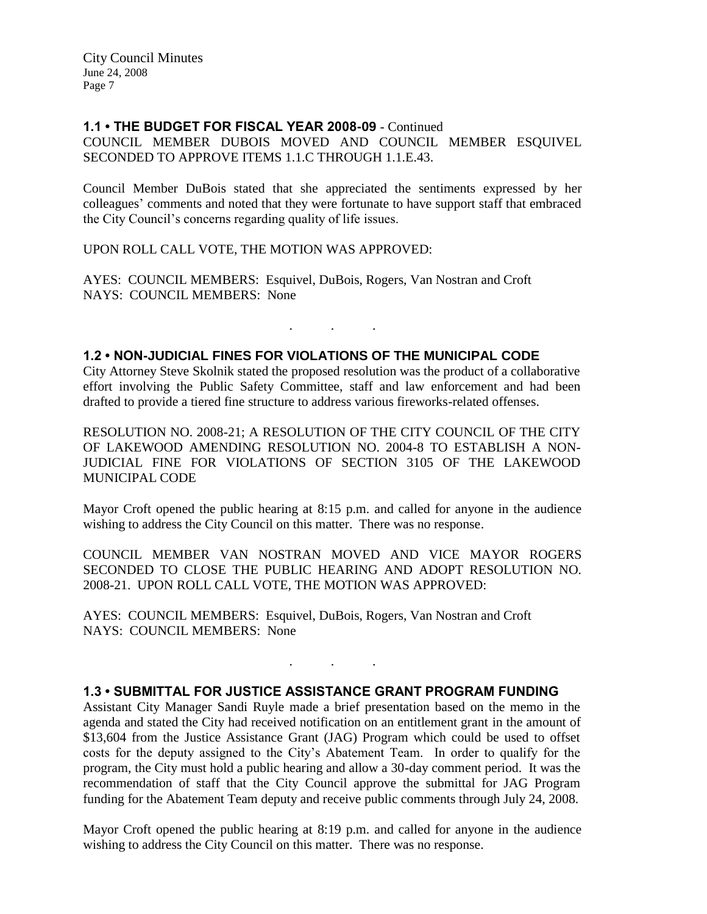### 1.1 • THE BUDGET FOR FISCAL YEAR 2008-09 - Continued

COUNCIL MEMBER DUBOIS MOVED AND COUNCIL MEMBER ESQUIVEL SECONDED TO APPROVE ITEMS 1.1.C THROUGH 1.1.E.43.

Council Member DuBois stated that she appreciated the sentiments expressed by her colleagues' comments and noted that they were fortunate to have support staff that embraced the City Council's concerns regarding quality of life issues.

UPON ROLL CALL VOTE, THE MOTION WAS APPROVED:

AYES: COUNCIL MEMBERS: Esquivel, DuBois, Rogers, Van Nostran and Croft
NAYS: COUNCIL MEMBERS: None

. . .

### 1.2 • NON-JUDICIAL FINES FOR VIOLATIONS OF THE MUNICIPAL CODE

City Attorney Steve Skolnik stated the proposed resolution was the product of a collaborative effort involving the Public Safety Committee, staff and law enforcement and had been drafted to provide a tiered fine structure to address various fireworks-related offenses.

RESOLUTION NO. 2008-21; A RESOLUTION OF THE CITY COUNCIL OF THE CITY OF LAKEWOOD AMENDING RESOLUTION NO. 2004-8 TO ESTABLISH A NON-JUDICIAL FINE FOR VIOLATIONS OF SECTION 3105 OF THE LAKEWOOD MUNICIPAL CODE

Mayor Croft opened the public hearing at 8:15 p.m. and called for anyone in the audience wishing to address the City Council on this matter. There was no response.

COUNCIL MEMBER VAN NOSTRAN MOVED AND VICE MAYOR ROGERS SECONDED TO CLOSE THE PUBLIC HEARING AND ADOPT RESOLUTION NO. 2008-21. UPON ROLL CALL VOTE, THE MOTION WAS APPROVED:

AYES: COUNCIL MEMBERS: Esquivel, DuBois, Rogers, Van Nostran and Croft
NAYS: COUNCIL MEMBERS: None

. . .

### 1.3 • SUBMITTAL FOR JUSTICE ASSISTANCE GRANT PROGRAM FUNDING

Assistant City Manager Sandi Ruyle made a brief presentation based on the memo in the agenda and stated the City had received notification on an entitlement grant in the amount of $13,604 from the Justice Assistance Grant (JAG) Program which could be used to offset costs for the deputy assigned to the City's Abatement Team. In order to qualify for the program, the City must hold a public hearing and allow a 30-day comment period. It was the recommendation of staff that the City Council approve the submittal for JAG Program funding for the Abatement Team deputy and receive public comments through July 24, 2008.

Mayor Croft opened the public hearing at 8:19 p.m. and called for anyone in the audience wishing to address the City Council on this matter. There was no response.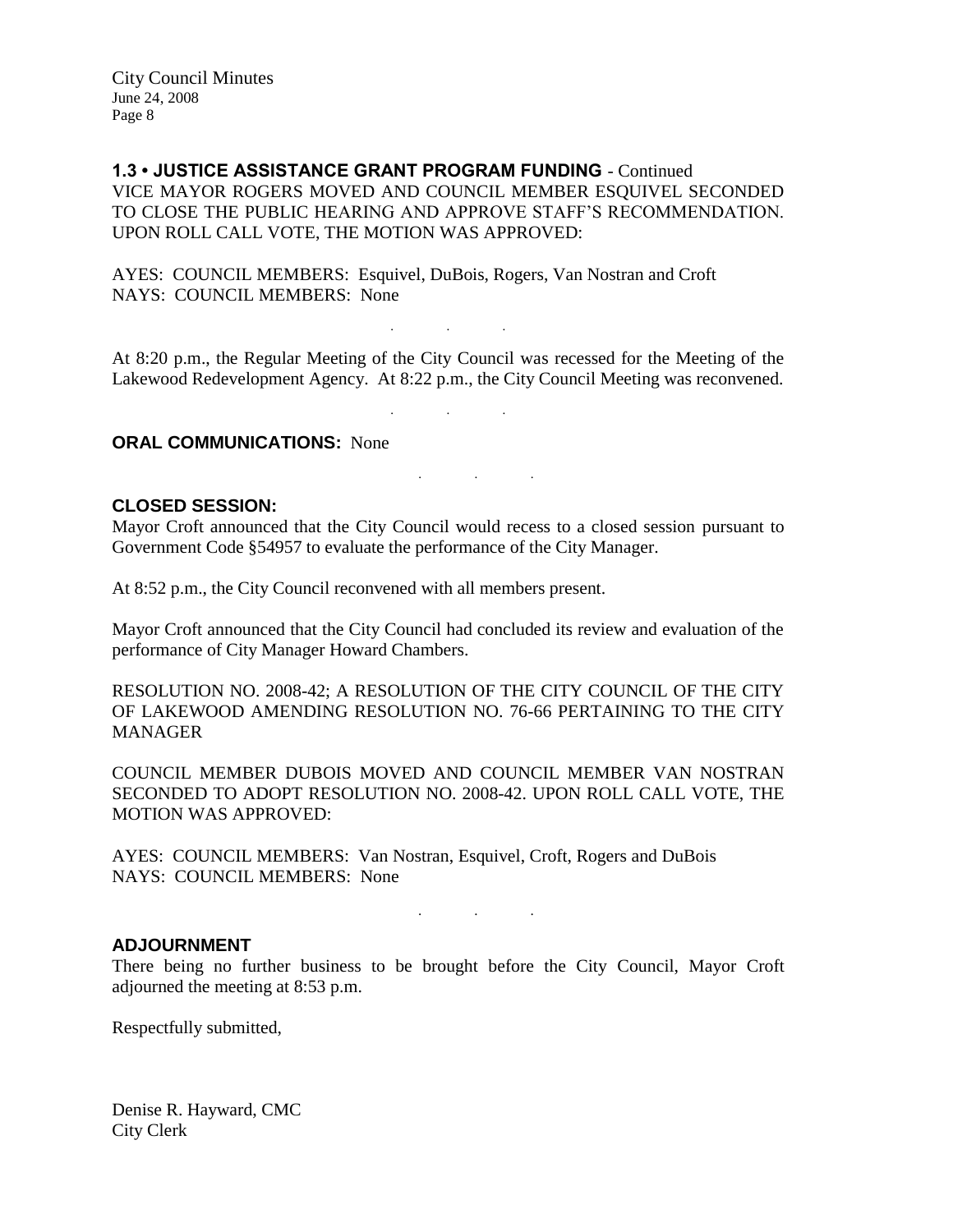**1.3 • JUSTICE ASSISTANCE GRANT PROGRAM FUNDING** - Continued

VICE MAYOR ROGERS MOVED AND COUNCIL MEMBER ESQUIVEL SECONDED TO CLOSE THE PUBLIC HEARING AND APPROVE STAFF'S RECOMMENDATION. UPON ROLL CALL VOTE, THE MOTION WAS APPROVED:

AYES: COUNCIL MEMBERS: Esquivel, DuBois, Rogers, Van Nostran and Croft
NAYS: COUNCIL MEMBERS: None

. . .

At 8:20 p.m., the Regular Meeting of the City Council was recessed for the Meeting of the Lakewood Redevelopment Agency. At 8:22 p.m., the City Council Meeting was reconvened.

. . .

**ORAL COMMUNICATIONS:** None

. . .

**CLOSED SESSION:**

Mayor Croft announced that the City Council would recess to a closed session pursuant to Government Code §54957 to evaluate the performance of the City Manager.

At 8:52 p.m., the City Council reconvened with all members present.

Mayor Croft announced that the City Council had concluded its review and evaluation of the performance of City Manager Howard Chambers.

RESOLUTION NO. 2008-42; A RESOLUTION OF THE CITY COUNCIL OF THE CITY OF LAKEWOOD AMENDING RESOLUTION NO. 76-66 PERTAINING TO THE CITY MANAGER

COUNCIL MEMBER DUBOIS MOVED AND COUNCIL MEMBER VAN NOSTRAN SECONDED TO ADOPT RESOLUTION NO. 2008-42. UPON ROLL CALL VOTE, THE MOTION WAS APPROVED:

AYES: COUNCIL MEMBERS: Van Nostran, Esquivel, Croft, Rogers and DuBois
NAYS: COUNCIL MEMBERS: None

. . .

**ADJOURNMENT**

There being no further business to be brought before the City Council, Mayor Croft adjourned the meeting at 8:53 p.m.

Respectfully submitted,

Denise R. Hayward, CMC
City Clerk